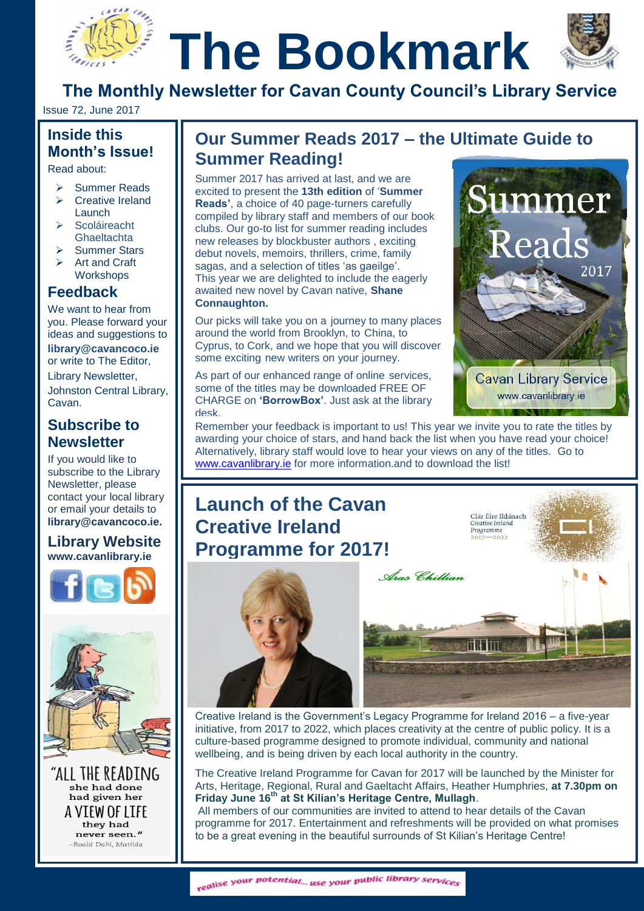# The Bookmark

## The Monthly Newsletter for Cavan County Council's Library Service

Issue 72, June 2017

### Inside this Month's Issue!

Read about:

- Summer Reads
- Creative Ireland Launch
- Scoláireacht Ghaeltachta
- Summer Stars
- Art and Craft Workshops

### Feedback

We want to hear from you. Please forward your ideas and suggestions to **library@cavancoco.ie** or write to The Editor, Library Newsletter, Johnston Central Library, Cavan.

### Subscribe to Newsletter

If you would like to subscribe to the Library Newsletter, please contact your local library or email your details to **library@cavancoco.ie.**

### Library Website

**www.cavanlibrary.ie**

"ALL THE READING she had done had given her A VIEW OF LIFE they had never seen."
–Roald Dahl, Matilda

## Our Summer Reads 2017 – the Ultimate Guide to Summer Reading!

Summer 2017 has arrived at last, and we are excited to present the **13th edition** of '**Summer Reads'**, a choice of 40 page-turners carefully compiled by library staff and members of our book clubs. Our go-to list for summer reading includes new releases by blockbuster authors , exciting debut novels, memoirs, thrillers, crime, family sagas, and a selection of titles 'as gaeilge'. This year we are delighted to include the eagerly awaited new novel by Cavan native, **Shane Connaughton.**

Our picks will take you on a journey to many places around the world from Brooklyn, to China, to Cyprus, to Cork, and we hope that you will discover some exciting new writers on your journey.

As part of our enhanced range of online services, some of the titles may be downloaded FREE OF CHARGE on **'BorrowBox'**. Just ask at the library desk.

Summer Reads 2017
Cavan Library Service
www.cavanlibrary.ie

Remember your feedback is important to us! This year we invite you to rate the titles by awarding your choice of stars, and hand back the list when you have read your choice! Alternatively, library staff would love to hear your views on any of the titles. Go to www.cavanlibrary.ie for more information.and to download the list!

## Launch of the Cavan Creative Ireland Programme for 2017!

Clár Éire Ildánach
Creative Ireland
Programme
2017—2022

Áras Chilian

Creative Ireland is the Government's Legacy Programme for Ireland 2016 – a five-year initiative, from 2017 to 2022, which places creativity at the centre of public policy. It is a culture-based programme designed to promote individual, community and national wellbeing, and is being driven by each local authority in the country.

The Creative Ireland Programme for Cavan for 2017 will be launched by the Minister for Arts, Heritage, Regional, Rural and Gaeltacht Affairs, Heather Humphries, **at 7.30pm on Friday June 16th at St Kilian's Heritage Centre, Mullagh**.

All members of our communities are invited to attend to hear details of the Cavan programme for 2017. Entertainment and refreshments will be provided on what promises to be a great evening in the beautiful surrounds of St Kilian's Heritage Centre!

realise your potential... use your public library services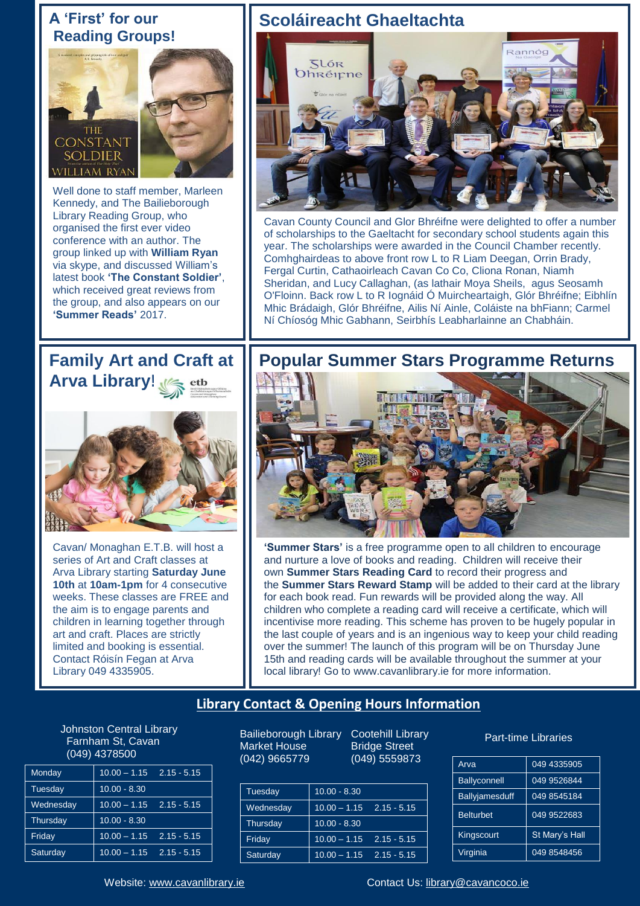## A 'First' for our Reading Groups!

Well done to staff member, Marleen Kennedy, and The Bailieborough Library Reading Group, who organised the first ever video conference with an author. The group linked up with **William Ryan** via skype, and discussed William's latest book **'The Constant Soldier'**, which received great reviews from the group, and also appears on our **'Summer Reads'** 2017.

## Scoláireacht Ghaeltachta

Cavan County Council and Glor Bhréifne were delighted to offer a number of scholarships to the Gaeltacht for secondary school students again this year. The scholarships were awarded in the Council Chamber recently. Comhghairdeas to above front row L to R Liam Deegan, Orrin Brady, Fergal Curtin, Cathaoirleach Cavan Co Co, Cliona Ronan, Niamh Sheridan, and Lucy Callaghan, (as lathair Moya Sheils, agus Seosamh O'Floinn. Back row L to R Iognáid Ó Muircheartaigh, Glór Bhréifne; Eibhlín Mhic Brádaigh, Glór Bhréifne, Ailis Ní Ainle, Coláiste na bhFiann; Carmel Ní Chíosóg Mhic Gabhann, Seirbhís Leabharlainne an Chabháin.

## Family Art and Craft at Arva Library!

Cavan/ Monaghan E.T.B. will host a series of Art and Craft classes at Arva Library starting **Saturday June 10th** at **10am-1pm** for 4 consecutive weeks. These classes are FREE and the aim is to engage parents and children in learning together through art and craft. Places are strictly limited and booking is essential. Contact Róisín Fegan at Arva Library 049 4335905.

## Popular Summer Stars Programme Returns

**'Summer Stars'** is a free programme open to all children to encourage and nurture a love of books and reading. Children will receive their own **Summer Stars Reading Card** to record their progress and the **Summer Stars Reward Stamp** will be added to their card at the library for each book read. Fun rewards will be provided along the way. All children who complete a reading card will receive a certificate, which will incentivise more reading. This scheme has proven to be hugely popular in the last couple of years and is an ingenious way to keep your child reading over the summer! The launch of this program will be on Thursday June 15th and reading cards will be available throughout the summer at your local library! Go to www.cavanlibrary.ie for more information.

## Library Contact & Opening Hours Information

Johnston Central Library
Farnham St, Cavan
(049) 4378500

| | | |
|---|---|---|
| Monday | 10.00 – 1.15 | 2.15 - 5.15 |
| Tuesday | 10.00 - 8.30 | |
| Wednesday | 10.00 – 1.15 | 2.15 - 5.15 |
| Thursday | 10.00 - 8.30 | |
| Friday | 10.00 – 1.15 | 2.15 - 5.15 |
| Saturday | 10.00 – 1.15 | 2.15 - 5.15 |

Bailieborough Library
Market House
(042) 9665779

Cootehill Library
Bridge Street
(049) 5559873

| | | |
|---|---|---|
| Tuesday | 10.00 - 8.30 | |
| Wednesday | 10.00 – 1.15 | 2.15 - 5.15 |
| Thursday | 10.00 - 8.30 | |
| Friday | 10.00 – 1.15 | 2.15 - 5.15 |
| Saturday | 10.00 – 1.15 | 2.15 - 5.15 |

Part-time Libraries

| | |
|---|---|
| Arva | 049 4335905 |
| Ballyconnell | 049 9526844 |
| Ballyjamesduff | 049 8545184 |
| Belturbet | 049 9522683 |
| Kingscourt | St Mary's Hall |
| Virginia | 049 8548456 |

Website: www.cavanlibrary.ie

Contact Us: library@cavancoco.ie